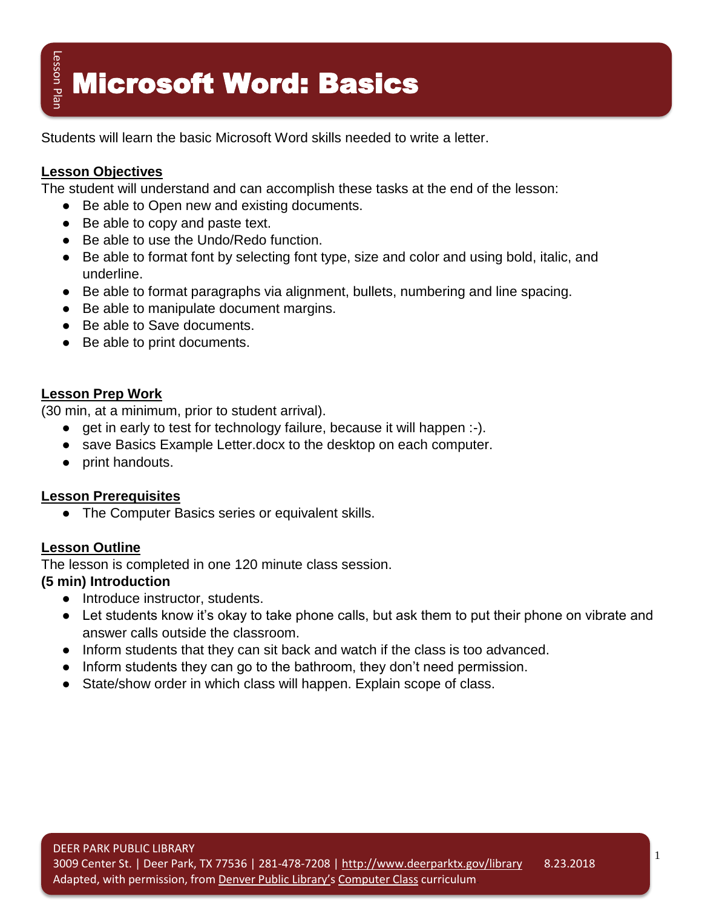# Microsoft Word: Basics

Students will learn the basic Microsoft Word skills needed to write a letter.

## Lesson Objectives

The student will understand and can accomplish these tasks at the end of the lesson:

- Be able to Open new and existing documents.
- Be able to copy and paste text.
- Be able to use the Undo/Redo function.
- Be able to format font by selecting font type, size and color and using bold, italic, and underline.
- Be able to format paragraphs via alignment, bullets, numbering and line spacing.
- Be able to manipulate document margins.
- Be able to Save documents.
- Be able to print documents.

## Lesson Prep Work

(30 min, at a minimum, prior to student arrival).

- get in early to test for technology failure, because it will happen :-).
- save Basics Example Letter.docx to the desktop on each computer.
- print handouts.

## Lesson Prerequisites

- The Computer Basics series or equivalent skills.

## Lesson Outline

The lesson is completed in one 120 minute class session.

**(5 min) Introduction**

- Introduce instructor, students.
- Let students know it's okay to take phone calls, but ask them to put their phone on vibrate and answer calls outside the classroom.
- Inform students that they can sit back and watch if the class is too advanced.
- Inform students they can go to the bathroom, they don't need permission.
- State/show order in which class will happen. Explain scope of class.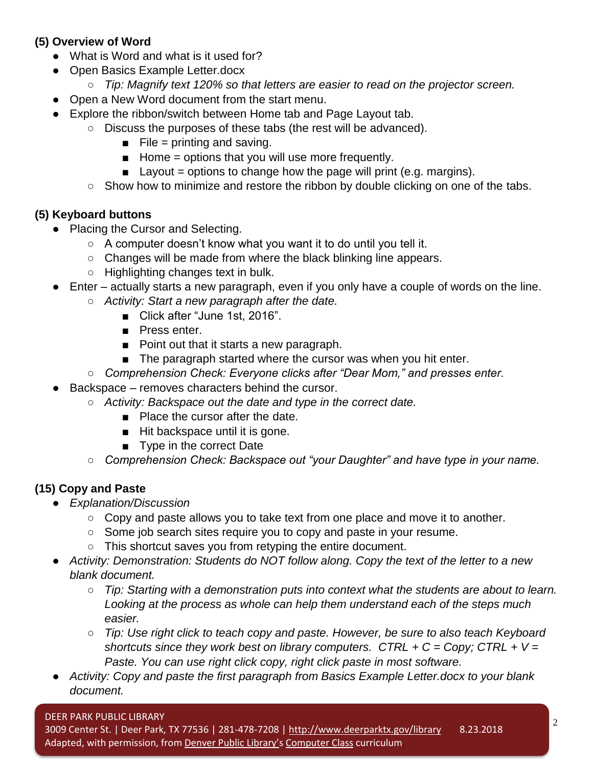**(5) Overview of Word**

- What is Word and what is it used for?
- Open Basics Example Letter.docx
  - *Tip: Magnify text 120% so that letters are easier to read on the projector screen.*
- Open a New Word document from the start menu.
- Explore the ribbon/switch between Home tab and Page Layout tab.
  - Discuss the purposes of these tabs (the rest will be advanced).
    - File = printing and saving.
    - Home = options that you will use more frequently.
    - Layout = options to change how the page will print (e.g. margins).
  - Show how to minimize and restore the ribbon by double clicking on one of the tabs.

**(5) Keyboard buttons**

- Placing the Cursor and Selecting.
  - A computer doesn't know what you want it to do until you tell it.
  - Changes will be made from where the black blinking line appears.
  - Highlighting changes text in bulk.
- Enter – actually starts a new paragraph, even if you only have a couple of words on the line.
  - *Activity: Start a new paragraph after the date.*
    - Click after "June 1st, 2016".
    - Press enter.
    - Point out that it starts a new paragraph.
    - The paragraph started where the cursor was when you hit enter.
  - *Comprehension Check: Everyone clicks after "Dear Mom," and presses enter.*
- Backspace – removes characters behind the cursor.
  - *Activity: Backspace out the date and type in the correct date.*
    - Place the cursor after the date.
    - Hit backspace until it is gone.
    - Type in the correct Date
  - *Comprehension Check: Backspace out "your Daughter" and have type in your name.*

**(15) Copy and Paste**

- *Explanation/Discussion*
  - Copy and paste allows you to take text from one place and move it to another.
  - Some job search sites require you to copy and paste in your resume.
  - This shortcut saves you from retyping the entire document.
- *Activity: Demonstration: Students do NOT follow along. Copy the text of the letter to a new blank document.*
  - *Tip: Starting with a demonstration puts into context what the students are about to learn. Looking at the process as whole can help them understand each of the steps much easier.*
  - *Tip: Use right click to teach copy and paste. However, be sure to also teach Keyboard shortcuts since they work best on library computers. CTRL + C = Copy; CTRL + V = Paste. You can use right click copy, right click paste in most software.*
- *Activity: Copy and paste the first paragraph from Basics Example Letter.docx to your blank document.*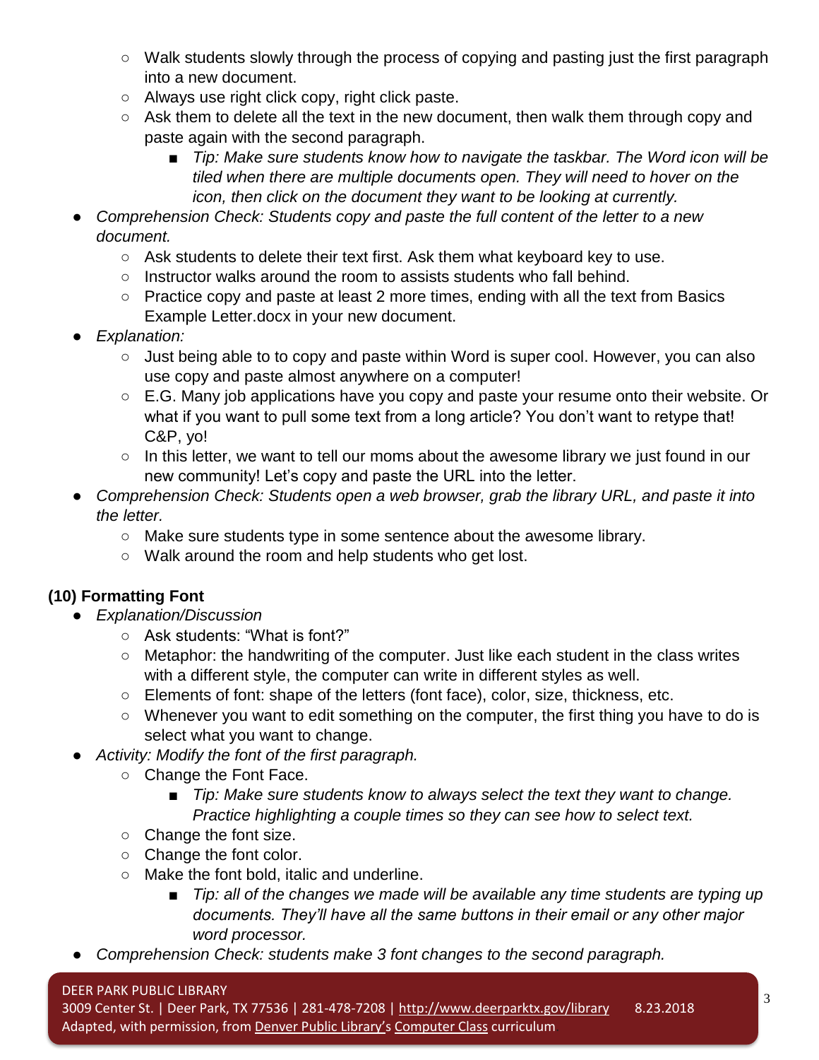- Walk students slowly through the process of copying and pasting just the first paragraph into a new document.
    - Always use right click copy, right click paste.
    - Ask them to delete all the text in the new document, then walk them through copy and paste again with the second paragraph.
        - *Tip: Make sure students know how to navigate the taskbar. The Word icon will be tiled when there are multiple documents open. They will need to hover on the icon, then click on the document they want to be looking at currently.*
- *Comprehension Check: Students copy and paste the full content of the letter to a new document.*
    - Ask students to delete their text first. Ask them what keyboard key to use.
    - Instructor walks around the room to assists students who fall behind.
    - Practice copy and paste at least 2 more times, ending with all the text from Basics Example Letter.docx in your new document.
- *Explanation:*
    - Just being able to to copy and paste within Word is super cool. However, you can also use copy and paste almost anywhere on a computer!
    - E.G. Many job applications have you copy and paste your resume onto their website. Or what if you want to pull some text from a long article? You don't want to retype that! C&P, yo!
    - In this letter, we want to tell our moms about the awesome library we just found in our new community! Let's copy and paste the URL into the letter.
- *Comprehension Check: Students open a web browser, grab the library URL, and paste it into the letter.*
    - Make sure students type in some sentence about the awesome library.
    - Walk around the room and help students who get lost.

### (10) Formatting Font

- *Explanation/Discussion*
    - Ask students: "What is font?"
    - Metaphor: the handwriting of the computer. Just like each student in the class writes with a different style, the computer can write in different styles as well.
    - Elements of font: shape of the letters (font face), color, size, thickness, etc.
    - Whenever you want to edit something on the computer, the first thing you have to do is select what you want to change.
- *Activity: Modify the font of the first paragraph.*
    - Change the Font Face.
        - *Tip: Make sure students know to always select the text they want to change. Practice highlighting a couple times so they can see how to select text.*
    - Change the font size.
    - Change the font color.
    - Make the font bold, italic and underline.
        - *Tip: all of the changes we made will be available any time students are typing up documents. They'll have all the same buttons in their email or any other major word processor.*
- *Comprehension Check: students make 3 font changes to the second paragraph.*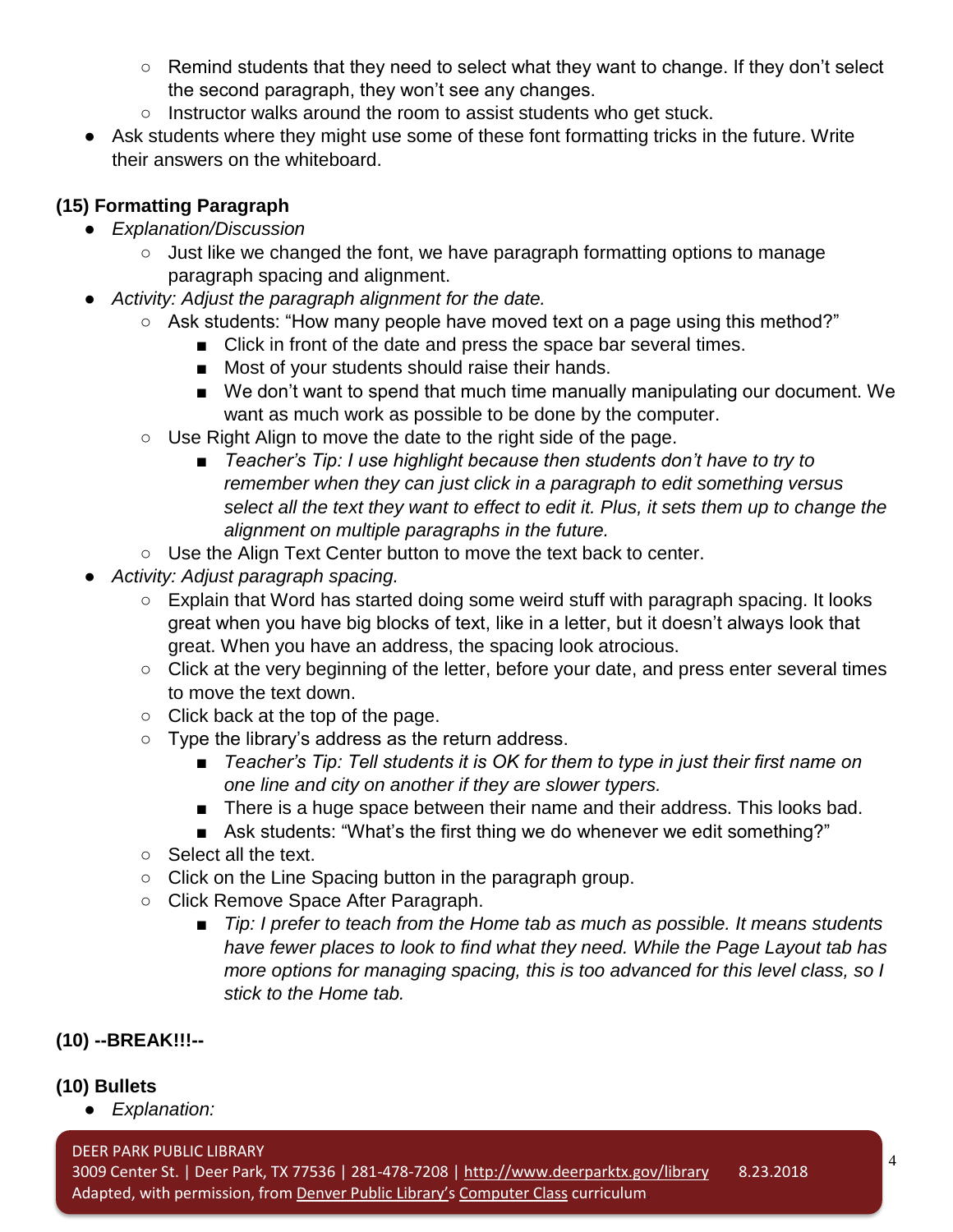- Remind students that they need to select what they want to change. If they don't select the second paragraph, they won't see any changes.
    - Instructor walks around the room to assist students who get stuck.
- Ask students where they might use some of these font formatting tricks in the future. Write their answers on the whiteboard.

**(15) Formatting Paragraph**

- *Explanation/Discussion*
    - Just like we changed the font, we have paragraph formatting options to manage paragraph spacing and alignment.
- *Activity: Adjust the paragraph alignment for the date.*
    - Ask students: "How many people have moved text on a page using this method?"
        - Click in front of the date and press the space bar several times.
        - Most of your students should raise their hands.
        - We don't want to spend that much time manually manipulating our document. We want as much work as possible to be done by the computer.
    - Use Right Align to move the date to the right side of the page.
        - *Teacher's Tip: I use highlight because then students don't have to try to remember when they can just click in a paragraph to edit something versus select all the text they want to effect to edit it. Plus, it sets them up to change the alignment on multiple paragraphs in the future.*
    - Use the Align Text Center button to move the text back to center.
- *Activity: Adjust paragraph spacing.*
    - Explain that Word has started doing some weird stuff with paragraph spacing. It looks great when you have big blocks of text, like in a letter, but it doesn't always look that great. When you have an address, the spacing look atrocious.
    - Click at the very beginning of the letter, before your date, and press enter several times to move the text down.
    - Click back at the top of the page.
    - Type the library's address as the return address.
        - *Teacher's Tip: Tell students it is OK for them to type in just their first name on one line and city on another if they are slower typers.*
        - There is a huge space between their name and their address. This looks bad.
        - Ask students: "What's the first thing we do whenever we edit something?"
    - Select all the text.
    - Click on the Line Spacing button in the paragraph group.
    - Click Remove Space After Paragraph.
        - *Tip: I prefer to teach from the Home tab as much as possible. It means students have fewer places to look to find what they need. While the Page Layout tab has more options for managing spacing, this is too advanced for this level class, so I stick to the Home tab.*

**(10) --BREAK!!!--**

**(10) Bullets**

- *Explanation:*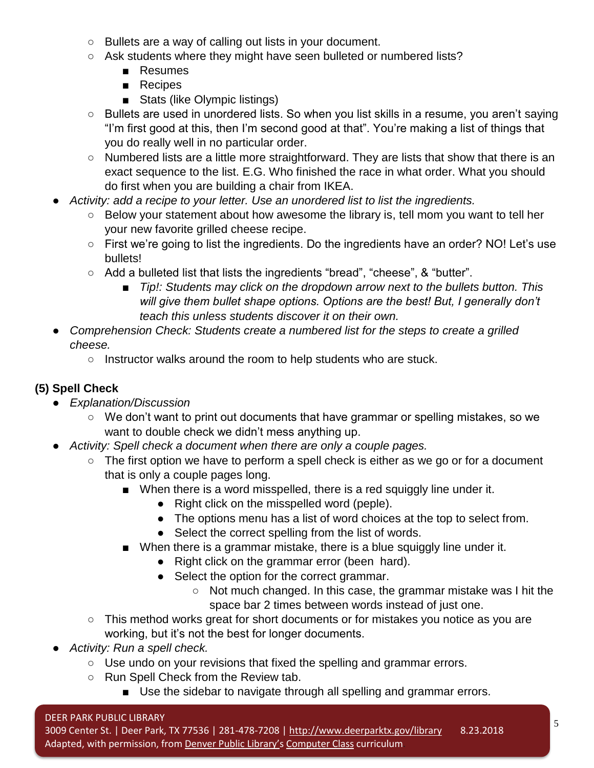- Bullets are a way of calling out lists in your document.
    - Ask students where they might have seen bulleted or numbered lists?
        - Resumes
        - Recipes
        - Stats (like Olympic listings)
    - Bullets are used in unordered lists. So when you list skills in a resume, you aren't saying "I'm first good at this, then I'm second good at that". You're making a list of things that you do really well in no particular order.
    - Numbered lists are a little more straightforward. They are lists that show that there is an exact sequence to the list. E.G. Who finished the race in what order. What you should do first when you are building a chair from IKEA.
- *Activity: add a recipe to your letter. Use an unordered list to list the ingredients.*
    - Below your statement about how awesome the library is, tell mom you want to tell her your new favorite grilled cheese recipe.
    - First we're going to list the ingredients. Do the ingredients have an order? NO! Let's use bullets!
    - Add a bulleted list that lists the ingredients "bread", "cheese", & "butter".
        - *Tip!: Students may click on the dropdown arrow next to the bullets button. This will give them bullet shape options. Options are the best! But, I generally don't teach this unless students discover it on their own.*
- *Comprehension Check: Students create a numbered list for the steps to create a grilled cheese.*
    - Instructor walks around the room to help students who are stuck.

**(5) Spell Check**

- *Explanation/Discussion*
    - We don't want to print out documents that have grammar or spelling mistakes, so we want to double check we didn't mess anything up.
- *Activity: Spell check a document when there are only a couple pages.*
    - The first option we have to perform a spell check is either as we go or for a document that is only a couple pages long.
        - When there is a word misspelled, there is a red squiggly line under it.
            - Right click on the misspelled word (peple).
            - The options menu has a list of word choices at the top to select from.
            - Select the correct spelling from the list of words.
        - When there is a grammar mistake, there is a blue squiggly line under it.
            - Right click on the grammar error (been  hard).
            - Select the option for the correct grammar.
                - Not much changed. In this case, the grammar mistake was I hit the space bar 2 times between words instead of just one.
    - This method works great for short documents or for mistakes you notice as you are working, but it's not the best for longer documents.
- *Activity: Run a spell check.*
    - Use undo on your revisions that fixed the spelling and grammar errors.
    - Run Spell Check from the Review tab.
        - Use the sidebar to navigate through all spelling and grammar errors.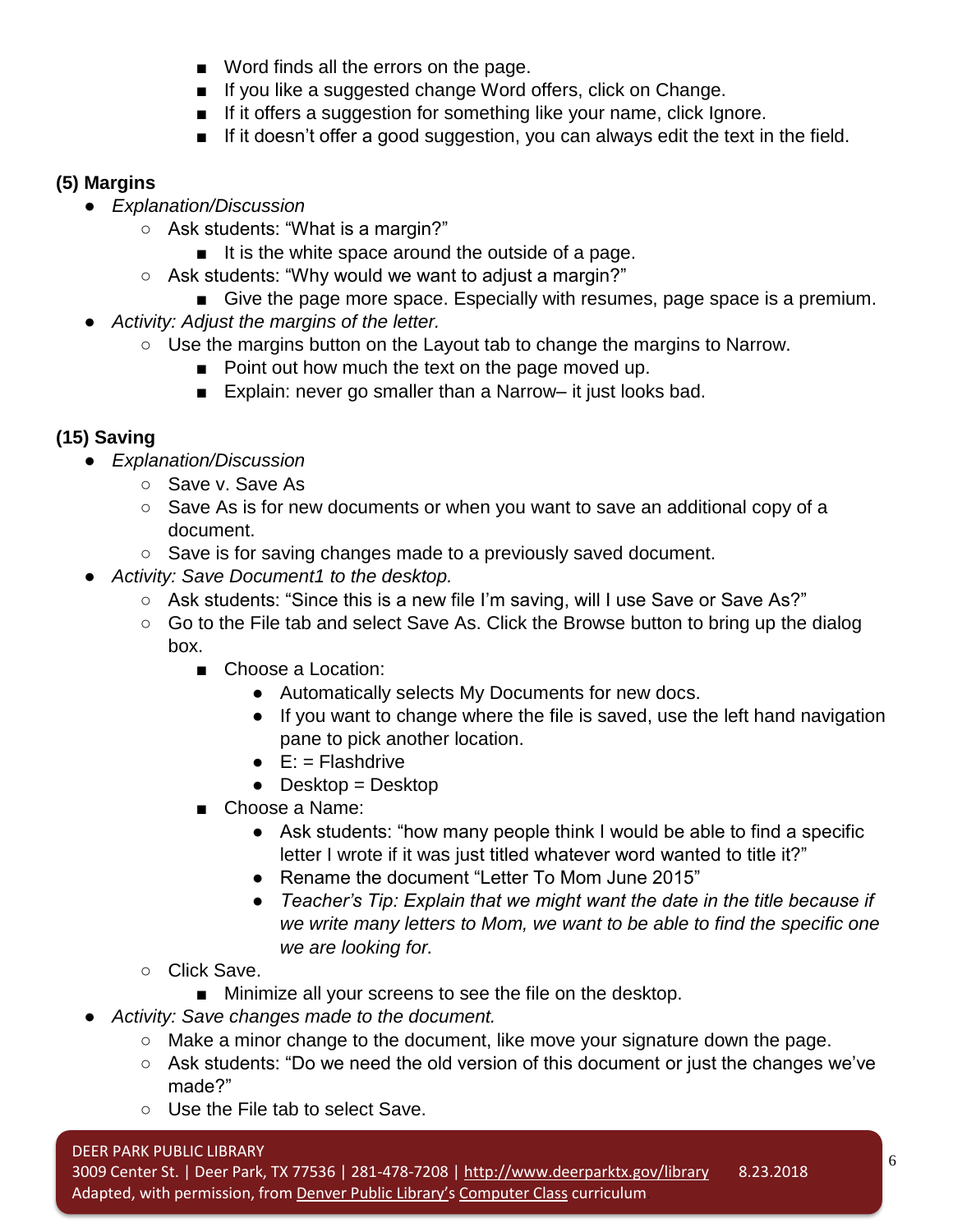- Word finds all the errors on the page.
        - If you like a suggested change Word offers, click on Change.
        - If it offers a suggestion for something like your name, click Ignore.
        - If it doesn't offer a good suggestion, you can always edit the text in the field.

### (5) Margins

- *Explanation/Discussion*
    - Ask students: "What is a margin?"
        - It is the white space around the outside of a page.
    - Ask students: "Why would we want to adjust a margin?"
        - Give the page more space. Especially with resumes, page space is a premium.
- *Activity: Adjust the margins of the letter.*
    - Use the margins button on the Layout tab to change the margins to Narrow.
        - Point out how much the text on the page moved up.
        - Explain: never go smaller than a Narrow– it just looks bad.

### (15) Saving

- *Explanation/Discussion*
    - Save v. Save As
    - Save As is for new documents or when you want to save an additional copy of a document.
    - Save is for saving changes made to a previously saved document.
- *Activity: Save Document1 to the desktop.*
    - Ask students: "Since this is a new file I'm saving, will I use Save or Save As?"
    - Go to the File tab and select Save As. Click the Browse button to bring up the dialog box.
        - Choose a Location:
            - Automatically selects My Documents for new docs.
            - If you want to change where the file is saved, use the left hand navigation pane to pick another location.
            - E: = Flashdrive
            - Desktop = Desktop
        - Choose a Name:
            - Ask students: "how many people think I would be able to find a specific letter I wrote if it was just titled whatever word wanted to title it?"
            - Rename the document "Letter To Mom June 2015"
            - *Teacher's Tip: Explain that we might want the date in the title because if we write many letters to Mom, we want to be able to find the specific one we are looking for.*
    - Click Save.
        - Minimize all your screens to see the file on the desktop.
- *Activity: Save changes made to the document.*
    - Make a minor change to the document, like move your signature down the page.
    - Ask students: "Do we need the old version of this document or just the changes we've made?"
    - Use the File tab to select Save.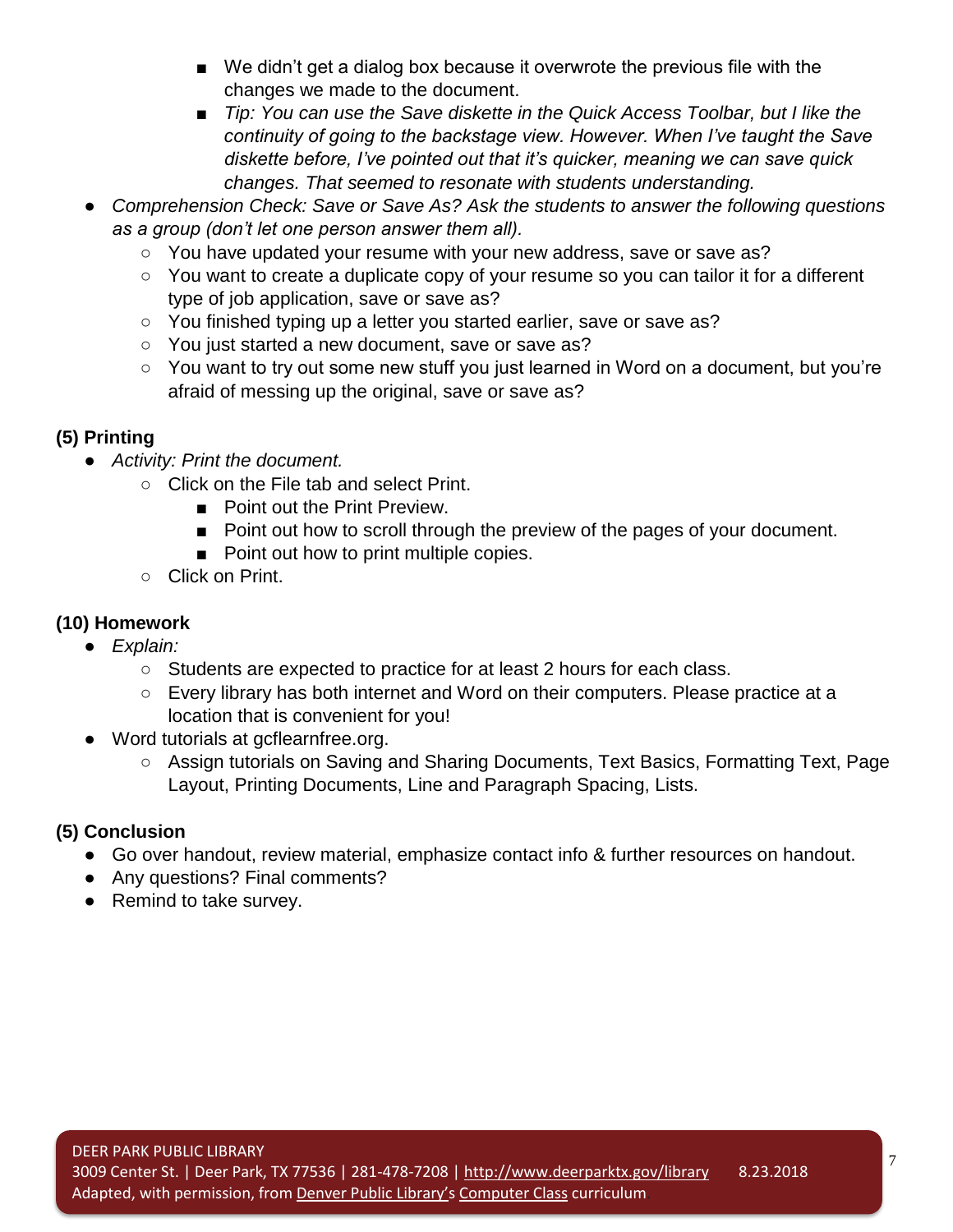- We didn't get a dialog box because it overwrote the previous file with the changes we made to the document.
        - *Tip: You can use the Save diskette in the Quick Access Toolbar, but I like the continuity of going to the backstage view. However. When I've taught the Save diskette before, I've pointed out that it's quicker, meaning we can save quick changes. That seemed to resonate with students understanding.*
- *Comprehension Check: Save or Save As? Ask the students to answer the following questions as a group (don't let one person answer them all).*
    - You have updated your resume with your new address, save or save as?
    - You want to create a duplicate copy of your resume so you can tailor it for a different type of job application, save or save as?
    - You finished typing up a letter you started earlier, save or save as?
    - You just started a new document, save or save as?
    - You want to try out some new stuff you just learned in Word on a document, but you're afraid of messing up the original, save or save as?

**(5) Printing**

- *Activity: Print the document.*
    - Click on the File tab and select Print.
        - Point out the Print Preview.
        - Point out how to scroll through the preview of the pages of your document.
        - Point out how to print multiple copies.
    - Click on Print.

**(10) Homework**

- *Explain:*
    - Students are expected to practice for at least 2 hours for each class.
    - Every library has both internet and Word on their computers. Please practice at a location that is convenient for you!
- Word tutorials at gcflearnfree.org.
    - Assign tutorials on Saving and Sharing Documents, Text Basics, Formatting Text, Page Layout, Printing Documents, Line and Paragraph Spacing, Lists.

**(5) Conclusion**

- Go over handout, review material, emphasize contact info & further resources on handout.
- Any questions? Final comments?
- Remind to take survey.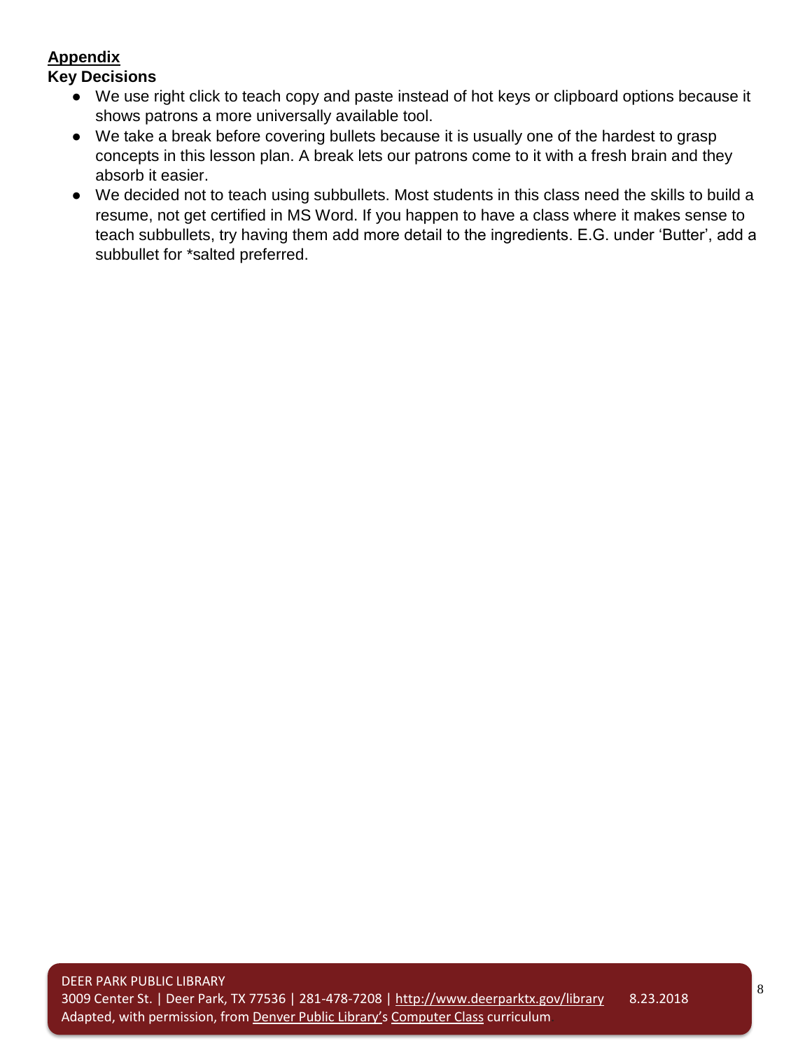## Appendix

### Key Decisions

- We use right click to teach copy and paste instead of hot keys or clipboard options because it shows patrons a more universally available tool.
- We take a break before covering bullets because it is usually one of the hardest to grasp concepts in this lesson plan. A break lets our patrons come to it with a fresh brain and they absorb it easier.
- We decided not to teach using subbullets. Most students in this class need the skills to build a resume, not get certified in MS Word. If you happen to have a class where it makes sense to teach subbullets, try having them add more detail to the ingredients. E.G. under 'Butter', add a subbullet for *salted preferred.